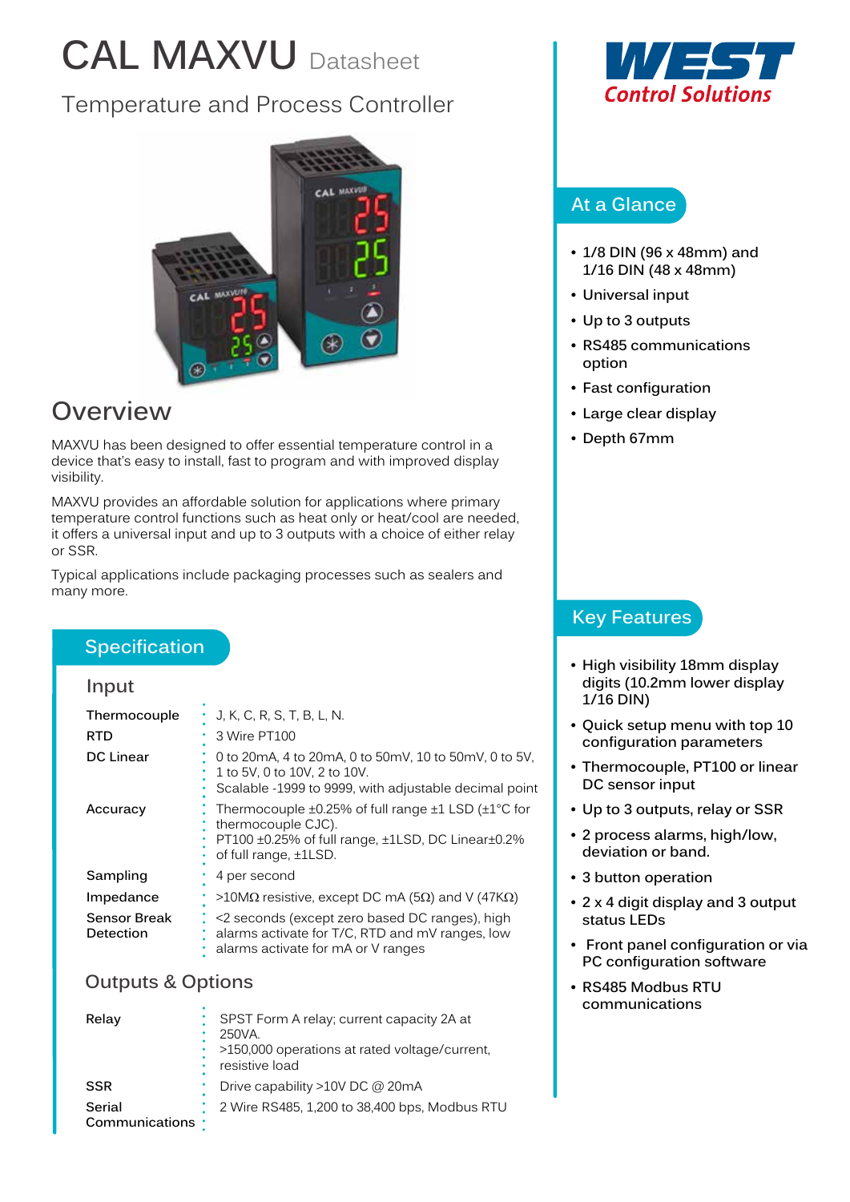# CAL MAXVU Datasheet

## Temperature and Process Controller

WEST Control Solutions

## Overview

MAXVU has been designed to offer essential temperature control in a device that's easy to install, fast to program and with improved display visibility.

MAXVU provides an affordable solution for applications where primary temperature control functions such as heat only or heat/cool are needed, it offers a universal input and up to 3 outputs with a choice of either relay or SSR.

Typical applications include packaging processes such as sealers and many more.

## At a Glance

- 1/8 DIN (96 x 48mm) and 1/16 DIN (48 x 48mm)
- Universal input
- Up to 3 outputs
- RS485 communications option
- Fast configuration
- Large clear display
- Depth 67mm

## Key Features

- High visibility 18mm display digits (10.2mm lower display 1/16 DIN)
- Quick setup menu with top 10 configuration parameters
- Thermocouple, PT100 or linear DC sensor input
- Up to 3 outputs, relay or SSR
- 2 process alarms, high/low, deviation or band.
- 3 button operation
- 2 x 4 digit display and 3 output status LEDs
- Front panel configuration or via PC configuration software
- RS485 Modbus RTU communications

## Specification

### Input

| | |
|---|---|
| Thermocouple | J, K, C, R, S, T, B, L, N. |
| RTD | 3 Wire PT100 |
| DC Linear | 0 to 20mA, 4 to 20mA, 0 to 50mV, 10 to 50mV, 0 to 5V, 1 to 5V, 0 to 10V, 2 to 10V. Scalable -1999 to 9999, with adjustable decimal point |
| Accuracy | Thermocouple ±0.25% of full range ±1 LSD (±1°C for thermocouple CJC). PT100 ±0.25% of full range, ±1LSD, DC Linear±0.2% of full range, ±1LSD. |
| Sampling | 4 per second |
| Impedance | >10MΩ resistive, except DC mA (5Ω) and V (47KΩ) |
| Sensor Break Detection | <2 seconds (except zero based DC ranges), high alarms activate for T/C, RTD and mV ranges, low alarms activate for mA or V ranges |

### Outputs & Options

| | |
|---|---|
| Relay | SPST Form A relay; current capacity 2A at 250VA. >150,000 operations at rated voltage/current, resistive load |
| SSR | Drive capability >10V DC @ 20mA |
| Serial Communications | 2 Wire RS485, 1,200 to 38,400 bps, Modbus RTU |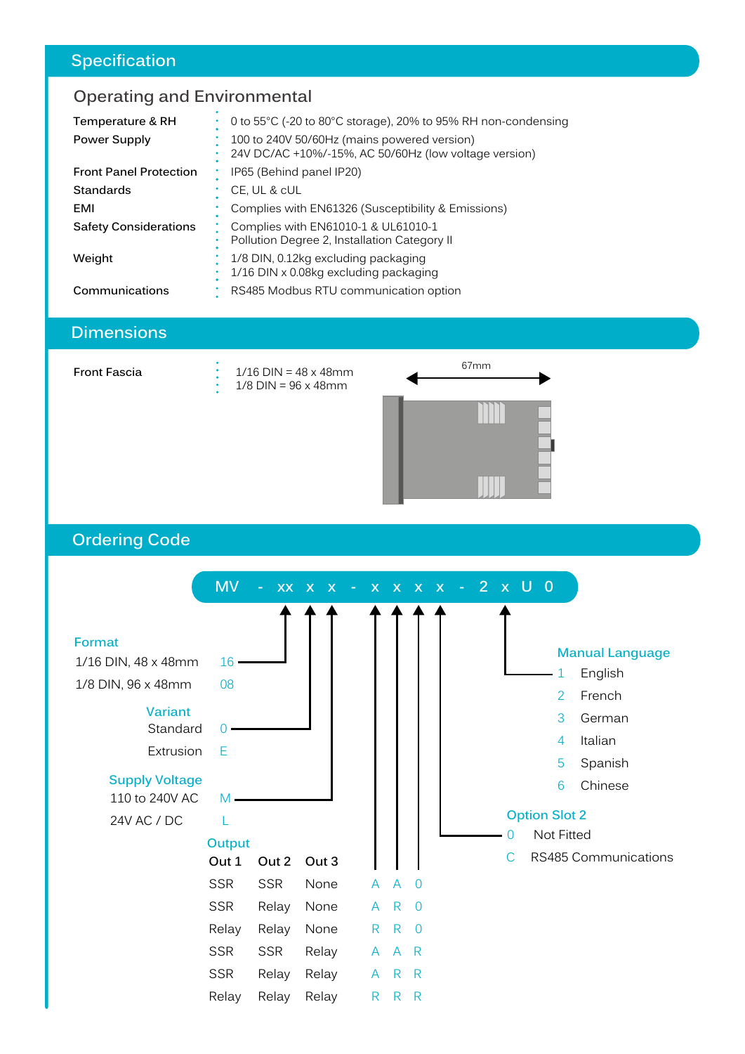## Specification

### Operating and Environmental

| | |
|---|---|
| Temperature & RH | 0 to 55°C (-20 to 80°C storage), 20% to 95% RH non-condensing |
| Power Supply | 100 to 240V 50/60Hz (mains powered version)<br>24V DC/AC +10%/-15%, AC 50/60Hz (low voltage version) |
| Front Panel Protection | IP65 (Behind panel IP20) |
| Standards | CE, UL & cUL |
| EMI | Complies with EN61326 (Susceptibility & Emissions) |
| Safety Considerations | Complies with EN61010-1 & UL61010-1<br>Pollution Degree 2, Installation Category II |
| Weight | 1/8 DIN, 0.12kg excluding packaging<br>1/16 DIN x 0.08kg excluding packaging |
| Communications | RS485 Modbus RTU communication option |

## Dimensions

| | |
|---|---|
| Front Fascia | 1/16 DIN = 48 x 48mm<br>1/8 DIN = 96 x 48mm |

67mm

## Ordering Code

MV - xx x x - x x x x - 2 x U 0

**Format**

| | |
|---|---|
| 1/16 DIN, 48 x 48mm | 16 |
| 1/8 DIN, 96 x 48mm | 08 |

**Variant**

| | |
|---|---|
| Standard | 0 |
| Extrusion | E |

**Supply Voltage**

| | |
|---|---|
| 110 to 240V AC | M |
| 24V AC / DC | L |

**Output**

| Out 1 | Out 2 | Out 3 | | | |
|---|---|---|---|---|---|
| SSR | SSR | None | A | A | 0 |
| SSR | Relay | None | A | R | 0 |
| Relay | Relay | None | R | R | 0 |
| SSR | SSR | Relay | A | A | R |
| SSR | Relay | Relay | A | R | R |
| Relay | Relay | Relay | R | R | R |

**Option Slot 2**

| | |
|---|---|
| 0 | Not Fitted |
| C | RS485 Communications |

**Manual Language**

| | |
|---|---|
| 1 | English |
| 2 | French |
| 3 | German |
| 4 | Italian |
| 5 | Spanish |
| 6 | Chinese |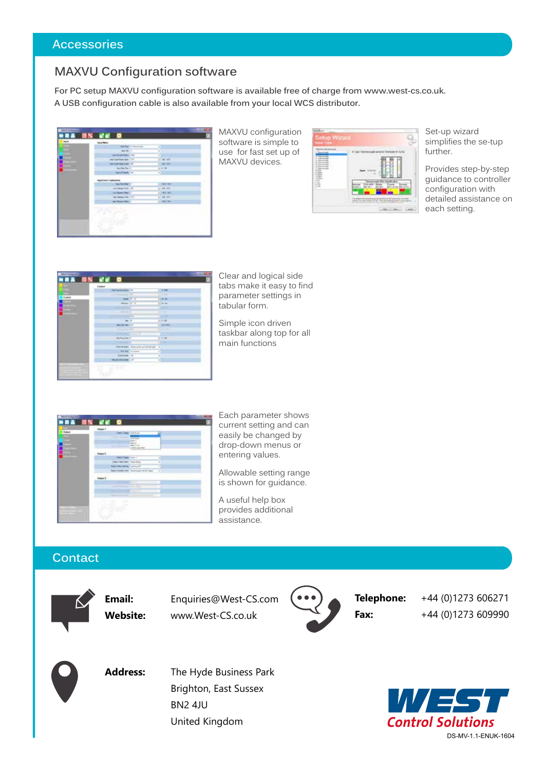## Accessories

### MAXVU Configuration software

For PC setup MAXVU configuration software is available free of charge from www.west-cs.co.uk.
A USB configuration cable is also available from your local WCS distributor.

MAXVU configuration software is simple to use for fast set up of MAXVU devices.

Set-up wizard simplifies the se-tup further.

Provides step-by-step guidance to controller configuration with detailed assistance on each setting.

Clear and logical side tabs make it easy to find parameter settings in tabular form.

Simple icon driven taskbar along top for all main functions

Each parameter shows current setting and can easily be changed by drop-down menus or entering values.

Allowable setting range is shown for guidance.

A useful help box provides additional assistance.

## Contact

**Email:** Enquiries@West-CS.com
**Website:** www.West-CS.co.uk

**Telephone:** +44 (0)1273 606271
**Fax:** +44 (0)1273 609990

**Address:** The Hyde Business Park
Brighton, East Sussex
BN2 4JU
United Kingdom

WEST Control Solutions

DS-MV-1.1-ENUK-1604